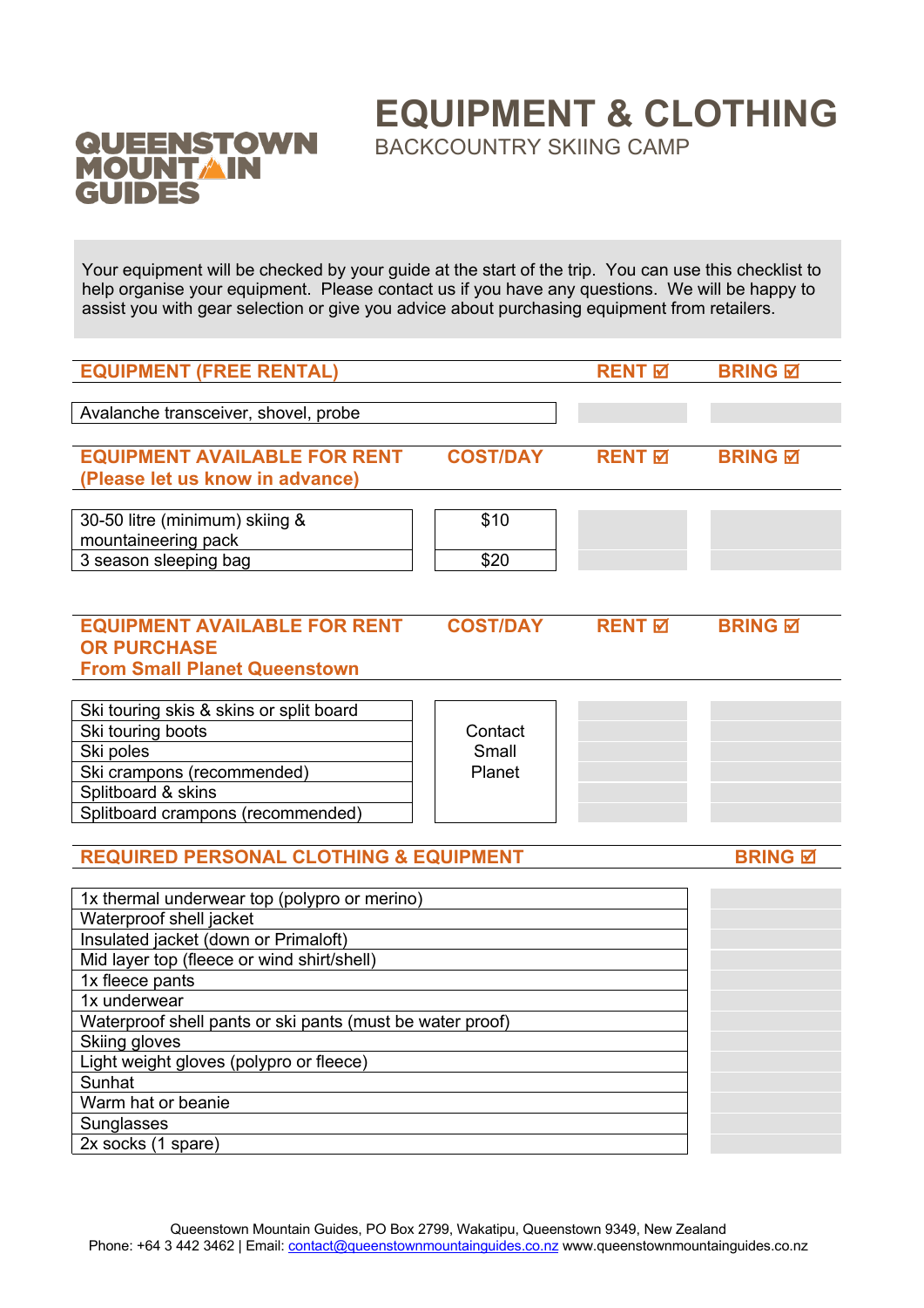QUEENSTOWN MOUNTAIN GUIDES

# EQUIPMENT & CLOTHING

## BACKCOUNTRY SKIING CAMP

Your equipment will be checked by your guide at the start of the trip. You can use this checklist to help organise your equipment. Please contact us if you have any questions. We will be happy to assist you with gear selection or give you advice about purchasing equipment from retailers.

| EQUIPMENT (FREE RENTAL) | RENT ☑ | BRING ☑ |
|---|---|---|
| Avalanche transceiver, shovel, probe | | |

| EQUIPMENT AVAILABLE FOR RENT (Please let us know in advance) | COST/DAY | RENT ☑ | BRING ☑ |
|---|---|---|---|
| 30-50 litre (minimum) skiing & mountaineering pack | $10 | | |
| 3 season sleeping bag | $20 | | |

| EQUIPMENT AVAILABLE FOR RENT OR PURCHASE From Small Planet Queenstown | COST/DAY | RENT ☑ | BRING ☑ |
|---|---|---|---|
| Ski touring skis & skins or split board | Contact Small Planet | | |
| Ski touring boots | | | |
| Ski poles | | | |
| Ski crampons (recommended) | | | |
| Splitboard & skins | | | |
| Splitboard crampons (recommended) | | | |

| REQUIRED PERSONAL CLOTHING & EQUIPMENT | BRING ☑ |
|---|---|
| 1x thermal underwear top (polypro or merino) | |
| Waterproof shell jacket | |
| Insulated jacket (down or Primaloft) | |
| Mid layer top (fleece or wind shirt/shell) | |
| 1x fleece pants | |
| 1x underwear | |
| Waterproof shell pants or ski pants (must be water proof) | |
| Skiing gloves | |
| Light weight gloves (polypro or fleece) | |
| Sunhat | |
| Warm hat or beanie | |
| Sunglasses | |
| 2x socks (1 spare) | |

Queenstown Mountain Guides, PO Box 2799, Wakatipu, Queenstown 9349, New Zealand
Phone: +64 3 442 3462 | Email: contact@queenstownmountainguides.co.nz www.queenstownmountainguides.co.nz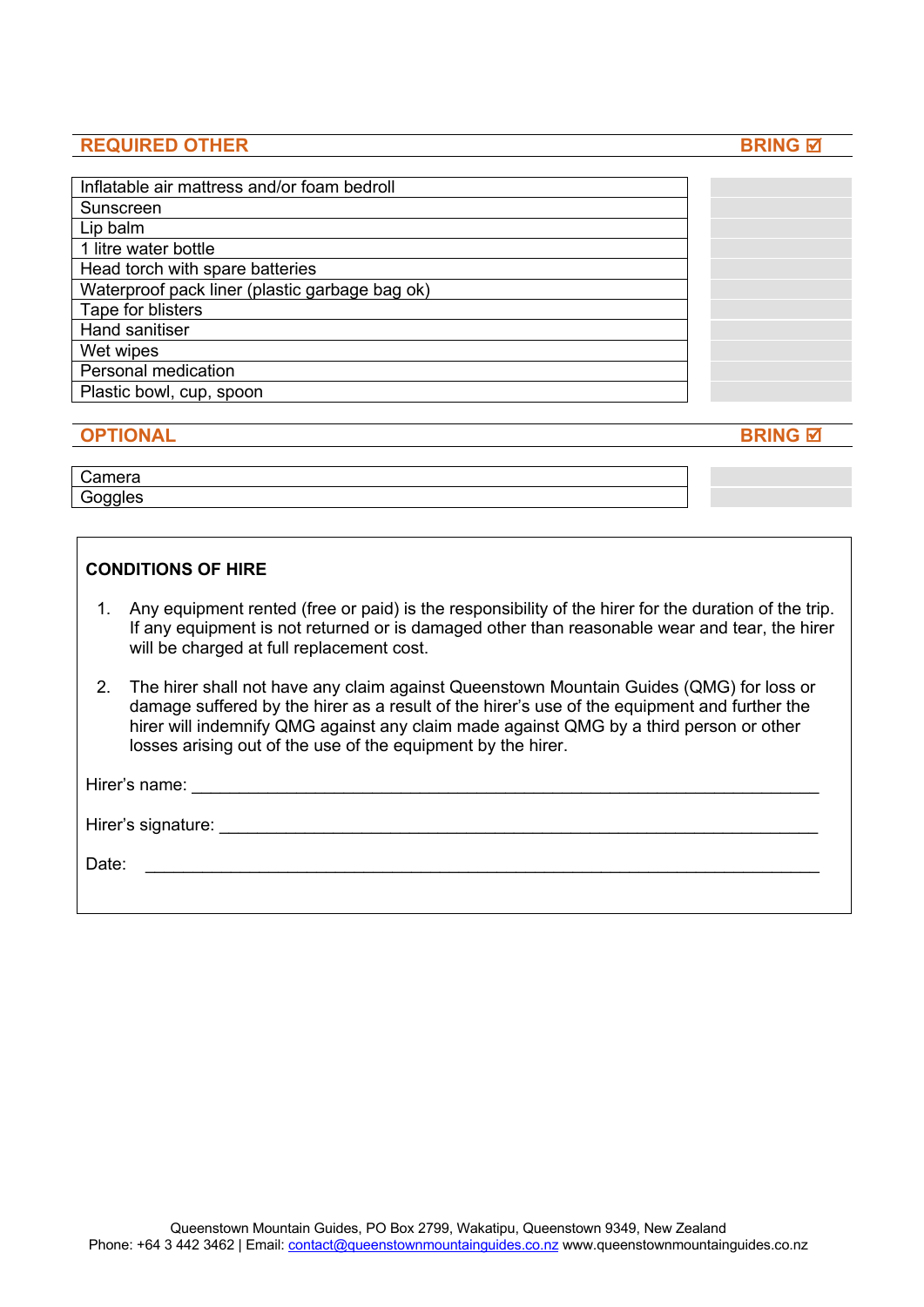| REQUIRED OTHER | BRING ☑ |
| --- | --- |
| Inflatable air mattress and/or foam bedroll | |
| Sunscreen | |
| Lip balm | |
| 1 litre water bottle | |
| Head torch with spare batteries | |
| Waterproof pack liner (plastic garbage bag ok) | |
| Tape for blisters | |
| Hand sanitiser | |
| Wet wipes | |
| Personal medication | |
| Plastic bowl, cup, spoon | |

| OPTIONAL | BRING ☑ |
| --- | --- |
| Camera | |
| Goggles | |

**CONDITIONS OF HIRE**

1. Any equipment rented (free or paid) is the responsibility of the hirer for the duration of the trip. If any equipment is not returned or is damaged other than reasonable wear and tear, the hirer will be charged at full replacement cost.

2. The hirer shall not have any claim against Queenstown Mountain Guides (QMG) for loss or damage suffered by the hirer as a result of the hirer's use of the equipment and further the hirer will indemnify QMG against any claim made against QMG by a third person or other losses arising out of the use of the equipment by the hirer.

Hirer's name: ______________________________________________

Hirer's signature: ______________________________________________

Date: ______________________________________________

Queenstown Mountain Guides, PO Box 2799, Wakatipu, Queenstown 9349, New Zealand
Phone: +64 3 442 3462 | Email: contact@queenstownmountainguides.co.nz www.queenstownmountainguides.co.nz